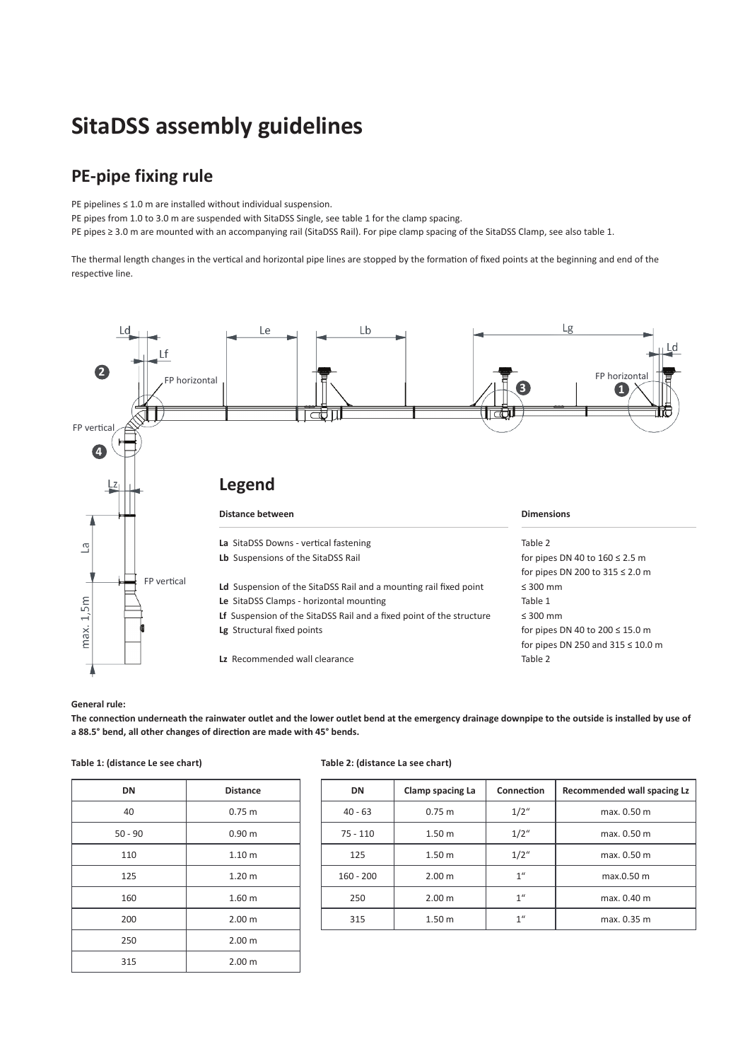# SitaDSS assembly guidelines

## PE-pipe fixing rule

PE pipelines ≤ 1.0 m are installed without individual suspension.
PE pipes from 1.0 to 3.0 m are suspended with SitaDSS Single, see table 1 for the clamp spacing.
PE pipes ≥ 3.0 m are mounted with an accompanying rail (SitaDSS Rail). For pipe clamp spacing of the SitaDSS Clamp, see also table 1.

The thermal length changes in the vertical and horizontal pipe lines are stopped by the formation of fixed points at the beginning and end of the respective line.

## Legend

| Distance between | Dimensions |
|---|---|
| **La** SitaDSS Downs - vertical fastening | Table 2 |
| **Lb** Suspensions of the SitaDSS Rail | for pipes DN 40 to 160 ≤ 2.5 m<br>for pipes DN 200 to 315 ≤ 2.0 m |
| **Ld** Suspension of the SitaDSS Rail and a mounting rail fixed point | ≤ 300 mm |
| **Le** SitaDSS Clamps - horizontal mounting | Table 1 |
| **Lf** Suspension of the SitaDSS Rail and a fixed point of the structure | ≤ 300 mm |
| **Lg** Structural fixed points | for pipes DN 40 to 200 ≤ 15.0 m<br>for pipes DN 250 and 315 ≤ 10.0 m |
| **Lz** Recommended wall clearance | Table 2 |

**General rule:**

**The connection underneath the rainwater outlet and the lower outlet bend at the emergency drainage downpipe to the outside is installed by use of a 88.5° bend, all other changes of direction are made with 45° bends.**

**Table 1: (distance Le see chart)**

| DN | Distance |
|---|---|
| 40 | 0.75 m |
| 50 - 90 | 0.90 m |
| 110 | 1.10 m |
| 125 | 1.20 m |
| 160 | 1.60 m |
| 200 | 2.00 m |
| 250 | 2.00 m |
| 315 | 2.00 m |

**Table 2: (distance La see chart)**

| DN | Clamp spacing La | Connection | Recommended wall spacing Lz |
|---|---|---|---|
| 40 - 63 | 0.75 m | 1/2" | max. 0.50 m |
| 75 - 110 | 1.50 m | 1/2" | max. 0.50 m |
| 125 | 1.50 m | 1/2" | max. 0.50 m |
| 160 - 200 | 2.00 m | 1" | max.0.50 m |
| 250 | 2.00 m | 1" | max. 0.40 m |
| 315 | 1.50 m | 1" | max. 0.35 m |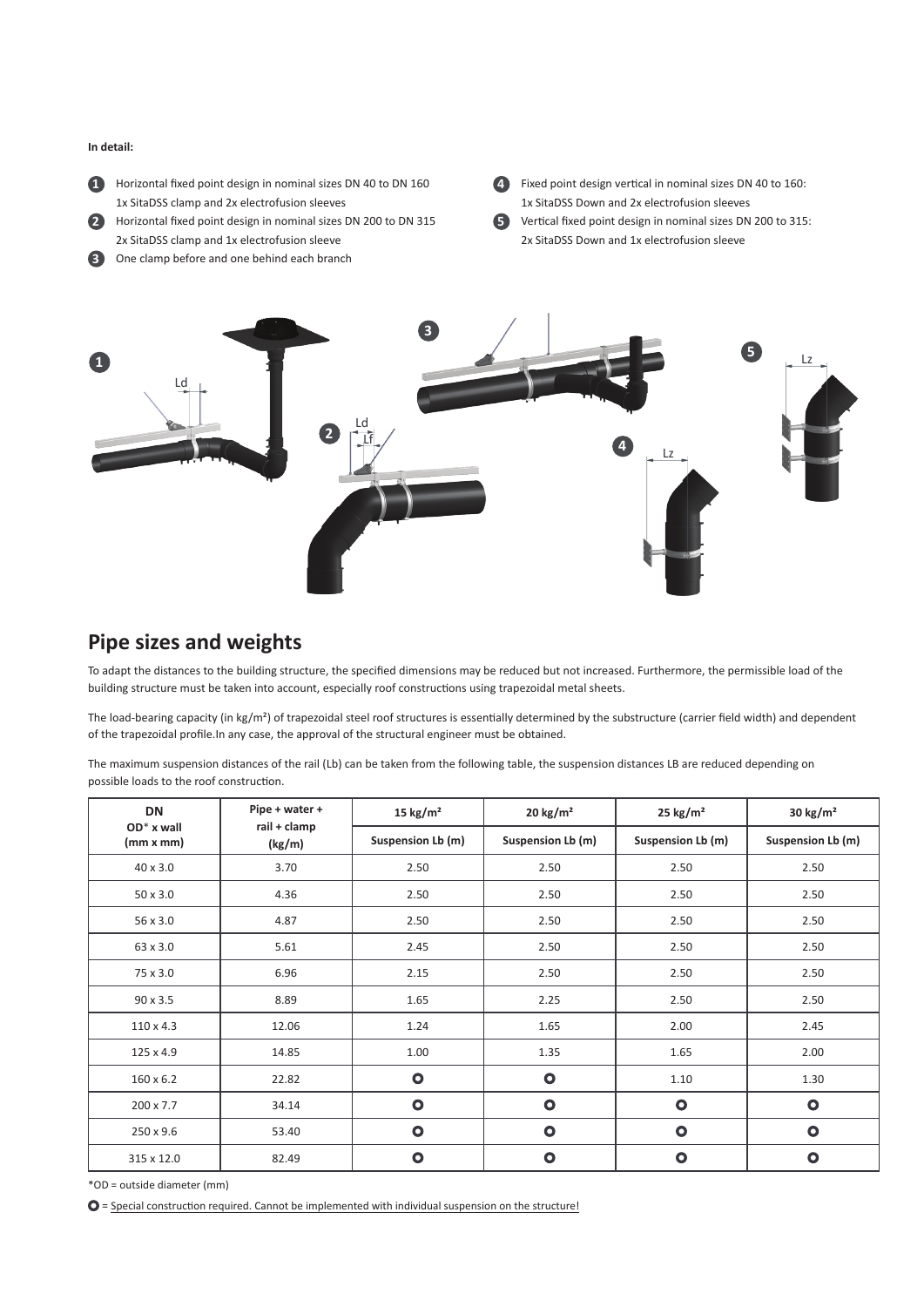**In detail:**

1. Horizontal fixed point design in nominal sizes DN 40 to DN 160
   1x SitaDSS clamp and 2x electrofusion sleeves
2. Horizontal fixed point design in nominal sizes DN 200 to DN 315
   2x SitaDSS clamp and 1x electrofusion sleeve
3. One clamp before and one behind each branch
4. Fixed point design vertical in nominal sizes DN 40 to 160:
   1x SitaDSS Down and 2x electrofusion sleeves
5. Vertical fixed point design in nominal sizes DN 200 to 315:
   2x SitaDSS Down and 1x electrofusion sleeve

1
Ld
2
Ld
Lf
3
4
Lz
5
Lz

## Pipe sizes and weights

To adapt the distances to the building structure, the specified dimensions may be reduced but not increased. Furthermore, the permissible load of the building structure must be taken into account, especially roof constructions using trapezoidal metal sheets.

The load-bearing capacity (in kg/m²) of trapezoidal steel roof structures is essentially determined by the substructure (carrier field width) and dependent of the trapezoidal profile.In any case, the approval of the structural engineer must be obtained.

The maximum suspension distances of the rail (Lb) can be taken from the following table, the suspension distances LB are reduced depending on possible loads to the roof construction.

| DN OD* x wall (mm x mm) | Pipe + water + rail + clamp (kg/m) | 15 kg/m² | 20 kg/m² | 25 kg/m² | 30 kg/m² |
|---|---|---|---|---|---|
| | | Suspension Lb (m) | Suspension Lb (m) | Suspension Lb (m) | Suspension Lb (m) |
| 40 x 3.0 | 3.70 | 2.50 | 2.50 | 2.50 | 2.50 |
| 50 x 3.0 | 4.36 | 2.50 | 2.50 | 2.50 | 2.50 |
| 56 x 3.0 | 4.87 | 2.50 | 2.50 | 2.50 | 2.50 |
| 63 x 3.0 | 5.61 | 2.45 | 2.50 | 2.50 | 2.50 |
| 75 x 3.0 | 6.96 | 2.15 | 2.50 | 2.50 | 2.50 |
| 90 x 3.5 | 8.89 | 1.65 | 2.25 | 2.50 | 2.50 |
| 110 x 4.3 | 12.06 | 1.24 | 1.65 | 2.00 | 2.45 |
| 125 x 4.9 | 14.85 | 1.00 | 1.35 | 1.65 | 2.00 |
| 160 x 6.2 | 22.82 | ⭘ | ⭘ | 1.10 | 1.30 |
| 200 x 7.7 | 34.14 | ⭘ | ⭘ | ⭘ | ⭘ |
| 250 x 9.6 | 53.40 | ⭘ | ⭘ | ⭘ | ⭘ |
| 315 x 12.0 | 82.49 | ⭘ | ⭘ | ⭘ | ⭘ |

*OD = outside diameter (mm)

⭘ = Special construction required. Cannot be implemented with individual suspension on the structure!